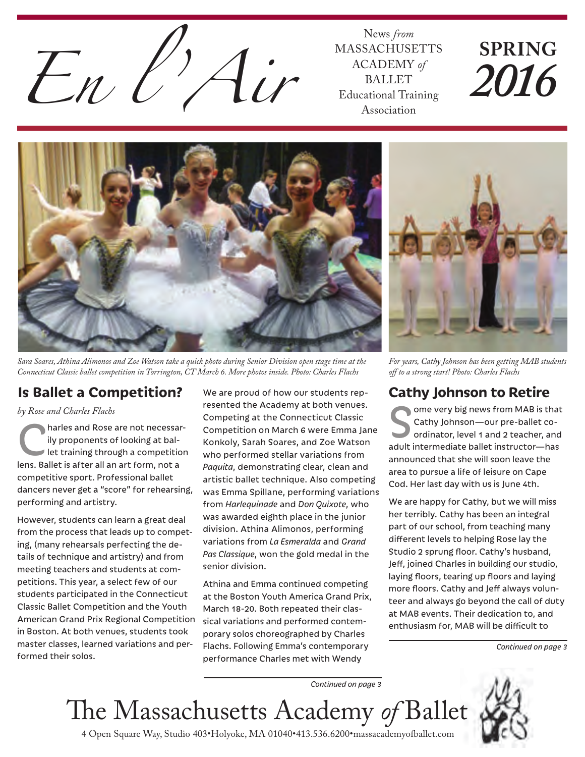# En l'Air

News *from* MASSACHUSETTS ACADEMY *of* BALLET Educational Training Association

**SPRING *2016***

*Sara Soares, Athina Alimonos and Zoe Watson take a quick photo during Senior Division open stage time at the Connecticut Classic ballet competition in Torrington, CT March 6. More photos inside. Photo: Charles Flachs*

*For years, Cathy Johnson has been getting MAB students off to a strong start! Photo: Charles Flachs*

## Is Ballet a Competition?

*by Rose and Charles Flachs*

Charles and Rose are not necessarily proponents of looking at ballet training through a competition lens. Ballet is after all an art form, not a competitive sport. Professional ballet dancers never get a "score" for rehearsing, performing and artistry.

However, students can learn a great deal from the process that leads up to competing, (many rehearsals perfecting the details of technique and artistry) and from meeting teachers and students at competitions. This year, a select few of our students participated in the Connecticut Classic Ballet Competition and the Youth American Grand Prix Regional Competition in Boston. At both venues, students took master classes, learned variations and performed their solos.

We are proud of how our students represented the Academy at both venues. Competing at the Connecticut Classic Competition on March 6 were Emma Jane Konkoly, Sarah Soares, and Zoe Watson who performed stellar variations from *Paquita*, demonstrating clear, clean and artistic ballet technique. Also competing was Emma Spillane, performing variations from *Harlequinade* and *Don Quixote*, who was awarded eighth place in the junior division. Athina Alimonos, performing variations from *La Esmeralda* and *Grand Pas Classique*, won the gold medal in the senior division.

Athina and Emma continued competing at the Boston Youth America Grand Prix, March 18-20. Both repeated their classical variations and performed contemporary solos choreographed by Charles Flachs. Following Emma's contemporary performance Charles met with Wendy

*Continued on page 3*

## Cathy Johnson to Retire

Some very big news from MAB is that Cathy Johnson—our pre-ballet coordinator, level 1 and 2 teacher, and adult intermediate ballet instructor—has announced that she will soon leave the area to pursue a life of leisure on Cape Cod. Her last day with us is June 4th.

We are happy for Cathy, but we will miss her terribly. Cathy has been an integral part of our school, from teaching many different levels to helping Rose lay the Studio 2 sprung floor. Cathy's husband, Jeff, joined Charles in building our studio, laying floors, tearing up floors and laying more floors. Cathy and Jeff always volunteer and always go beyond the call of duty at MAB events. Their dedication to, and enthusiasm for, MAB will be difficult to

*Continued on page 3*

The Massachusetts Academy *of* Ballet

4 Open Square Way, Studio 403•Holyoke, MA 01040•413.536.6200•massacademyofballet.com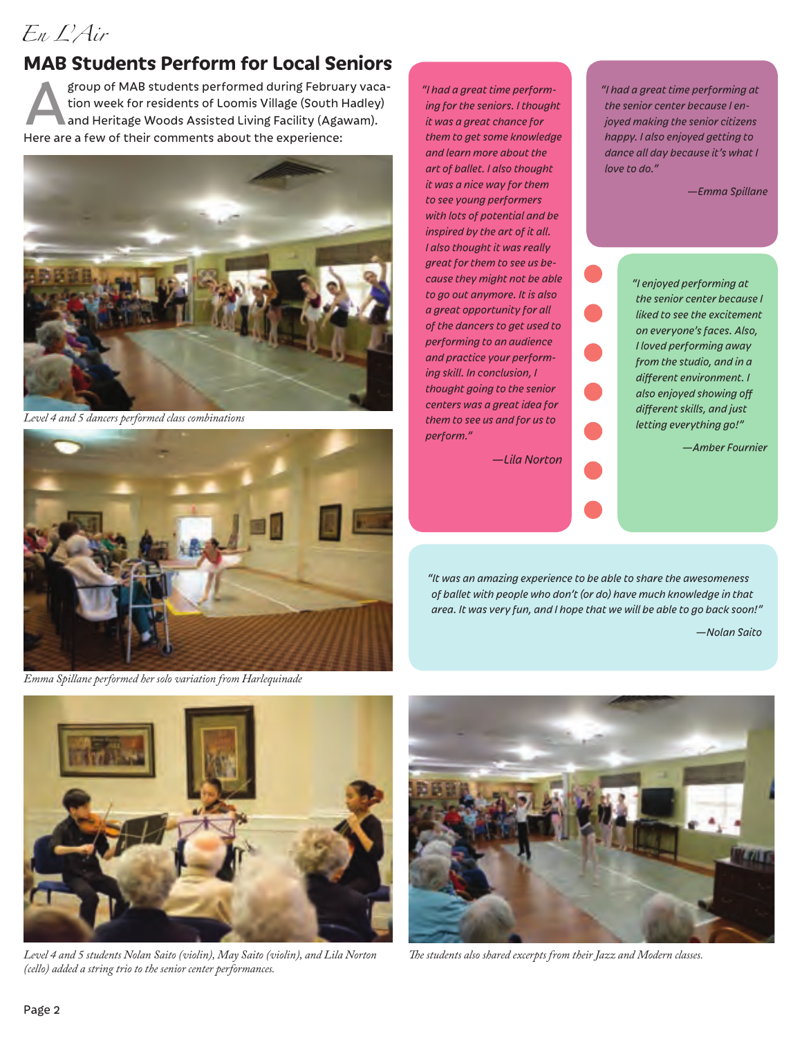*En L'Air*

## MAB Students Perform for Local Seniors

A group of MAB students performed during February vacation week for residents of Loomis Village (South Hadley) and Heritage Woods Assisted Living Facility (Agawam). Here are a few of their comments about the experience:

*Level 4 and 5 dancers performed class combinations*

*Emma Spillane performed her solo variation from Harlequinade*

*Level 4 and 5 students Nolan Saito (violin), May Saito (violin), and Lila Norton (cello) added a string trio to the senior center performances.*

*The students also shared excerpts from their Jazz and Modern classes.*

*"I had a great time performing for the seniors. I thought it was a great chance for them to get some knowledge and learn more about the art of ballet. I also thought it was a nice way for them to see young performers with lots of potential and be inspired by the art of it all. I also thought it was really great for them to see us because they might not be able to go out anymore. It is also a great opportunity for all of the dancers to get used to performing to an audience and practice your performing skill. In conclusion, I thought going to the senior centers was a great idea for them to see us and for us to perform."*

*—Lila Norton*

*"I had a great time performing at the senior center because I enjoyed making the senior citizens happy. I also enjoyed getting to dance all day because it's what I love to do."*

*—Emma Spillane*

*"I enjoyed performing at the senior center because I liked to see the excitement on everyone's faces. Also, I loved performing away from the studio, and in a different environment. I also enjoyed showing off different skills, and just letting everything go!"*

*—Amber Fournier*

*"It was an amazing experience to be able to share the awesomeness of ballet with people who don't (or do) have much knowledge in that area. It was very fun, and I hope that we will be able to go back soon!"*

*—Nolan Saito*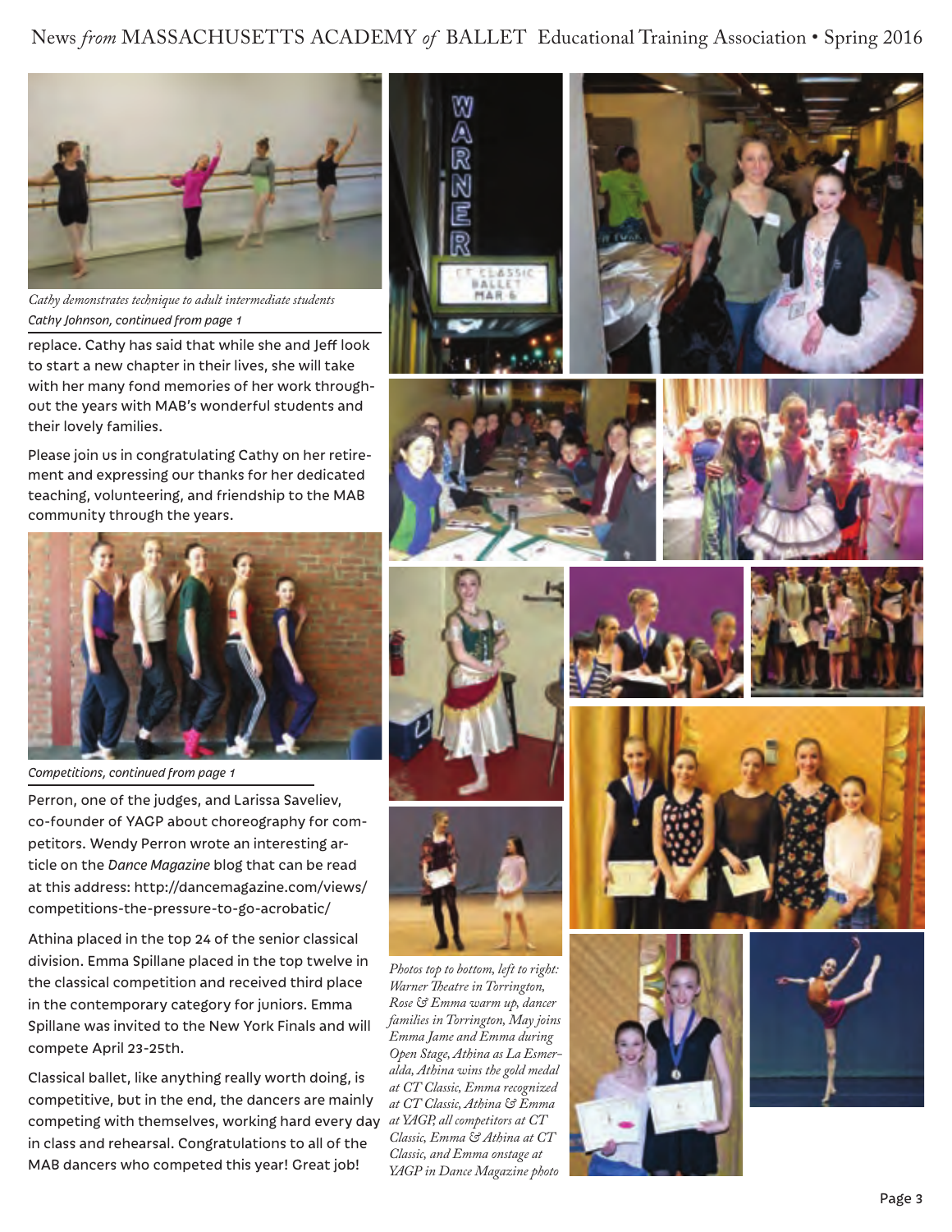*Cathy demonstrates technique to adult intermediate students*

*Cathy Johnson, continued from page 1*

replace. Cathy has said that while she and Jeff look to start a new chapter in their lives, she will take with her many fond memories of her work throughout the years with MAB's wonderful students and their lovely families.

Please join us in congratulating Cathy on her retirement and expressing our thanks for her dedicated teaching, volunteering, and friendship to the MAB community through the years.

*Competitions, continued from page 1*

Perron, one of the judges, and Larissa Saveliev, co-founder of YAGP about choreography for competitors. Wendy Perron wrote an interesting article on the *Dance Magazine* blog that can be read at this address: http://dancemagazine.com/views/competitions-the-pressure-to-go-acrobatic/

Athina placed in the top 24 of the senior classical division. Emma Spillane placed in the top twelve in the classical competition and received third place in the contemporary category for juniors. Emma Spillane was invited to the New York Finals and will compete April 23-25th.

Classical ballet, like anything really worth doing, is competitive, but in the end, the dancers are mainly competing with themselves, working hard every day in class and rehearsal. Congratulations to all of the MAB dancers who competed this year! Great job!

*Photos top to bottom, left to right: Warner Theatre in Torrington, Rose & Emma warm up, dancer families in Torrington, May joins Emma Jame and Emma during Open Stage, Athina as La Esmeralda, Athina wins the gold medal at CT Classic, Emma recognized at CT Classic, Athina & Emma at YAGP, all competitors at CT Classic, Emma & Athina at CT Classic, and Emma onstage at YAGP in Dance Magazine photo*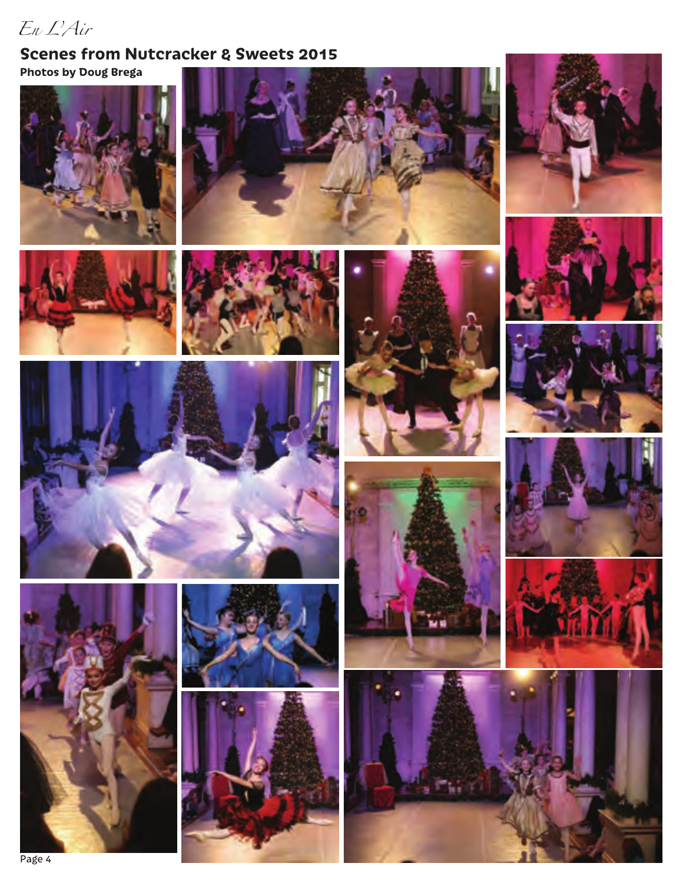## Scenes from Nutcracker & Sweets 2015

**Photos by Doug Brega**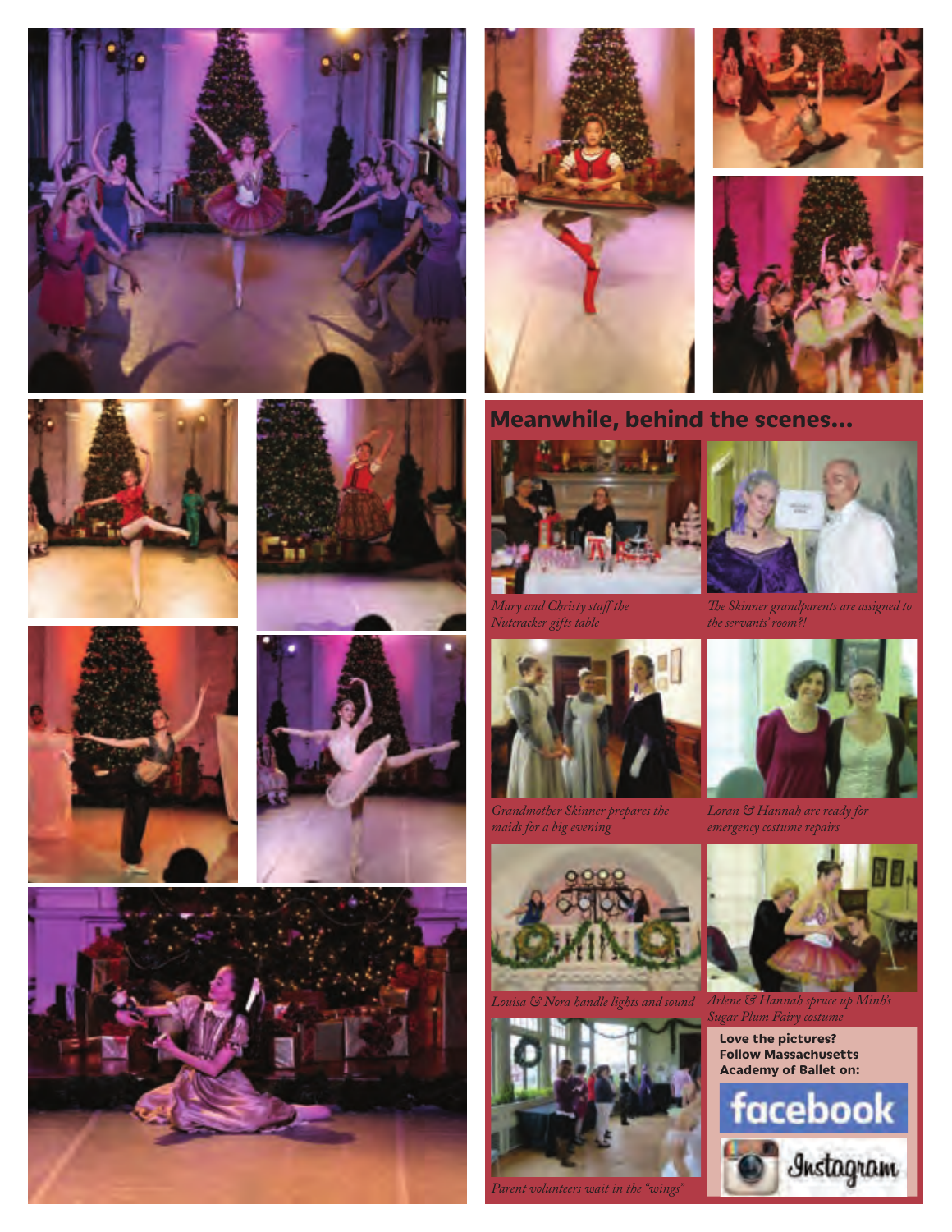## Meanwhile, behind the scenes...

*Mary and Christy staff the Nutcracker gifts table*

*The Skinner grandparents are assigned to the servants' room?!*

*Grandmother Skinner prepares the maids for a big evening*

*Loran & Hannah are ready for emergency costume repairs*

*Louisa & Nora handle lights and sound*

*Arlene & Hannah spruce up Minh's Sugar Plum Fairy costume*

*Parent volunteers wait in the "wings"*

**Love the pictures? Follow Massachusetts Academy of Ballet on:**

facebook

Instagram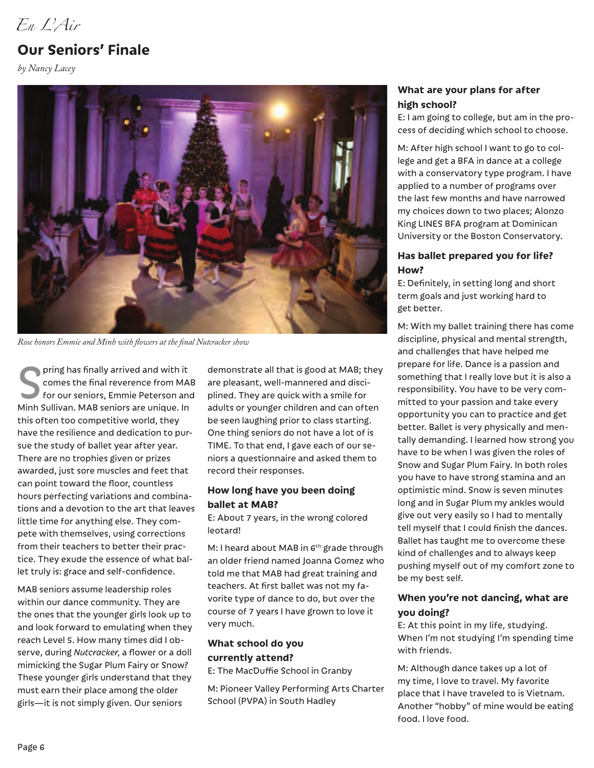*En L'Air*

## Our Seniors' Finale

*by Nancy Lacey*

*Rose honors Emmie and Minh with flowers at the final Nutcracker show*

Spring has finally arrived and with it comes the final reverence from MAB for our seniors, Emmie Peterson and Minh Sullivan. MAB seniors are unique. In this often too competitive world, they have the resilience and dedication to pursue the study of ballet year after year. There are no trophies given or prizes awarded, just sore muscles and feet that can point toward the floor, countless hours perfecting variations and combinations and a devotion to the art that leaves little time for anything else. They compete with themselves, using corrections from their teachers to better their practice. They exude the essence of what ballet truly is: grace and self-confidence.

MAB seniors assume leadership roles within our dance community. They are the ones that the younger girls look up to and look forward to emulating when they reach Level 5. How many times did I observe, during *Nutcracker*, a flower or a doll mimicking the Sugar Plum Fairy or Snow? These younger girls understand that they must earn their place among the older girls—it is not simply given. Our seniors demonstrate all that is good at MAB; they are pleasant, well-mannered and disciplined. They are quick with a smile for adults or younger children and can often be seen laughing prior to class starting. One thing seniors do not have a lot of is TIME. To that end, I gave each of our seniors a questionnaire and asked them to record their responses.

### How long have you been doing ballet at MAB?

E: About 7 years, in the wrong colored leotard!

M: I heard about MAB in 6th grade through an older friend named Joanna Gomez who told me that MAB had great training and teachers. At first ballet was not my favorite type of dance to do, but over the course of 7 years I have grown to love it very much.

### What school do you currently attend?

E: The MacDuffie School in Granby

M: Pioneer Valley Performing Arts Charter School (PVPA) in South Hadley

### What are your plans for after high school?

E: I am going to college, but am in the process of deciding which school to choose.

M: After high school I want to go to college and get a BFA in dance at a college with a conservatory type program. I have applied to a number of programs over the last few months and have narrowed my choices down to two places; Alonzo King LINES BFA program at Dominican University or the Boston Conservatory.

### Has ballet prepared you for life? How?

E: Definitely, in setting long and short term goals and just working hard to get better.

M: With my ballet training there has come discipline, physical and mental strength, and challenges that have helped me prepare for life. Dance is a passion and something that I really love but it is also a responsibility. You have to be very committed to your passion and take every opportunity you can to practice and get better. Ballet is very physically and mentally demanding. I learned how strong you have to be when I was given the roles of Snow and Sugar Plum Fairy. In both roles you have to have strong stamina and an optimistic mind. Snow is seven minutes long and in Sugar Plum my ankles would give out very easily so I had to mentally tell myself that I could finish the dances. Ballet has taught me to overcome these kind of challenges and to always keep pushing myself out of my comfort zone to be my best self.

### When you're not dancing, what are you doing?

E: At this point in my life, studying. When I'm not studying I'm spending time with friends.

M: Although dance takes up a lot of my time, I love to travel. My favorite place that I have traveled to is Vietnam. Another "hobby" of mine would be eating food. I love food.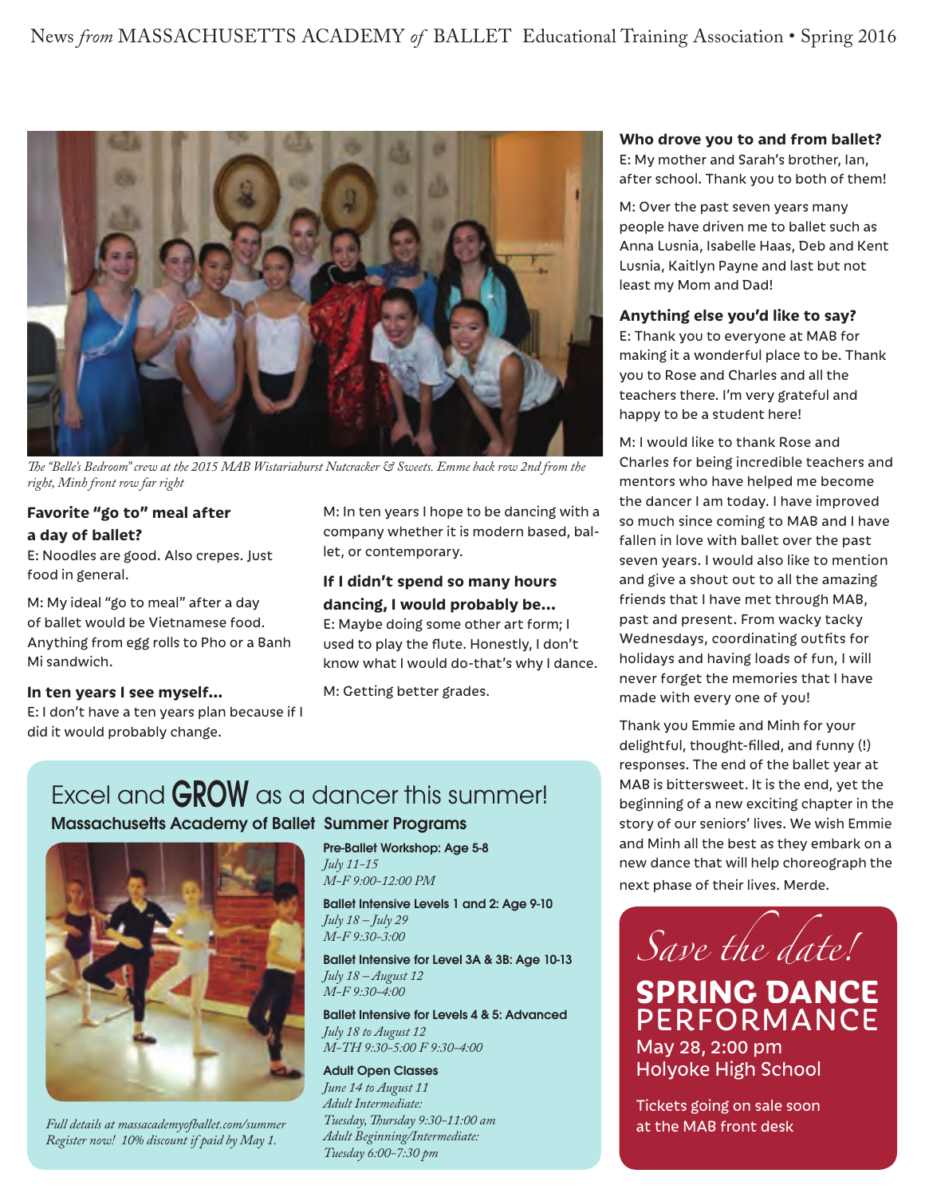*The "Belle's Bedroom" crew at the 2015 MAB Wistariahurst Nutcracker & Sweets. Emme back row 2nd from the right, Minh front row far right*

**Favorite "go to" meal after a day of ballet?**
E: Noodles are good. Also crepes. Just food in general.

M: My ideal "go to meal" after a day of ballet would be Vietnamese food. Anything from egg rolls to Pho or a Banh Mi sandwich.

**In ten years I see myself…**
E: I don't have a ten years plan because if I did it would probably change.

M: In ten years I hope to be dancing with a company whether it is modern based, ballet, or contemporary.

**If I didn't spend so many hours dancing, I would probably be…**
E: Maybe doing some other art form; I used to play the flute. Honestly, I don't know what I would do-that's why I dance.

M: Getting better grades.

**Who drove you to and from ballet?**
E: My mother and Sarah's brother, Ian, after school. Thank you to both of them!

M: Over the past seven years many people have driven me to ballet such as Anna Lusnia, Isabelle Haas, Deb and Kent Lusnia, Kaitlyn Payne and last but not least my Mom and Dad!

**Anything else you'd like to say?**
E: Thank you to everyone at MAB for making it a wonderful place to be. Thank you to Rose and Charles and all the teachers there. I'm very grateful and happy to be a student here!

M: I would like to thank Rose and Charles for being incredible teachers and mentors who have helped me become the dancer I am today. I have improved so much since coming to MAB and I have fallen in love with ballet over the past seven years. I would also like to mention and give a shout out to all the amazing friends that I have met through MAB, past and present. From wacky tacky Wednesdays, coordinating outfits for holidays and having loads of fun, I will never forget the memories that I have made with every one of you!

Thank you Emmie and Minh for your delightful, thought-filled, and funny (!) responses. The end of the ballet year at MAB is bittersweet. It is the end, yet the beginning of a new exciting chapter in the story of our seniors' lives. We wish Emmie and Minh all the best as they embark on a new dance that will help choreograph the next phase of their lives. Merde.

## Excel and GROW as a dancer this summer!

### Massachusetts Academy of Ballet Summer Programs

**Pre-Ballet Workshop: Age 5-8**
*July 11-15*
*M-F 9:00-12:00 PM*

**Ballet Intensive Levels 1 and 2: Age 9-10**
*July 18 – July 29*
*M-F 9:30-3:00*

**Ballet Intensive for Level 3A & 3B: Age 10-13**
*July 18 – August 12*
*M-F 9:30-4:00*

**Ballet Intensive for Levels 4 & 5: Advanced**
*July 18 to August 12*
*M-TH 9:30-5:00 F 9:30-4:00*

**Adult Open Classes**
*June 14 to August 11*
*Adult Intermediate:*
*Tuesday, Thursday 9:30-11:00 am*
*Adult Beginning/Intermediate:*
*Tuesday 6:00-7:30 pm*

*Full details at massacademyofballet.com/summer*
*Register now! 10% discount if paid by May 1.*

*Save the date!*

## SPRING DANCE PERFORMANCE

May 28, 2:00 pm
Holyoke High School

Tickets going on sale soon at the MAB front desk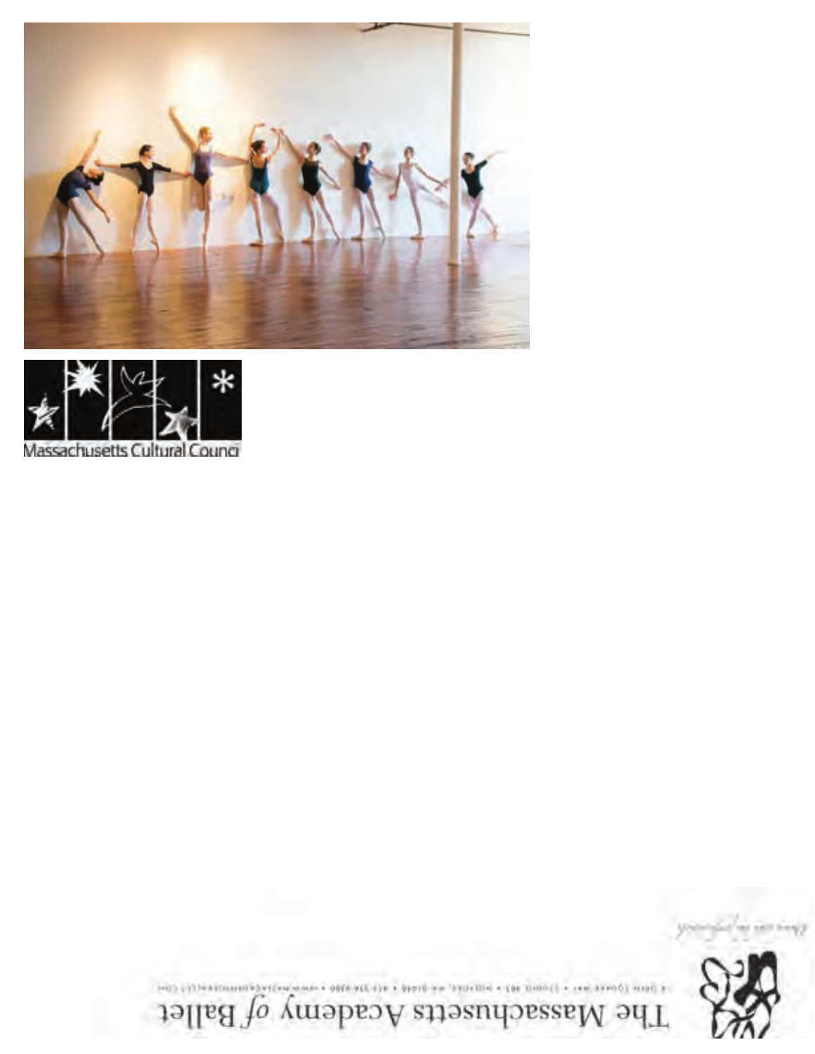Massachusetts Cultural Council

The Massachusetts Academy of Ballet